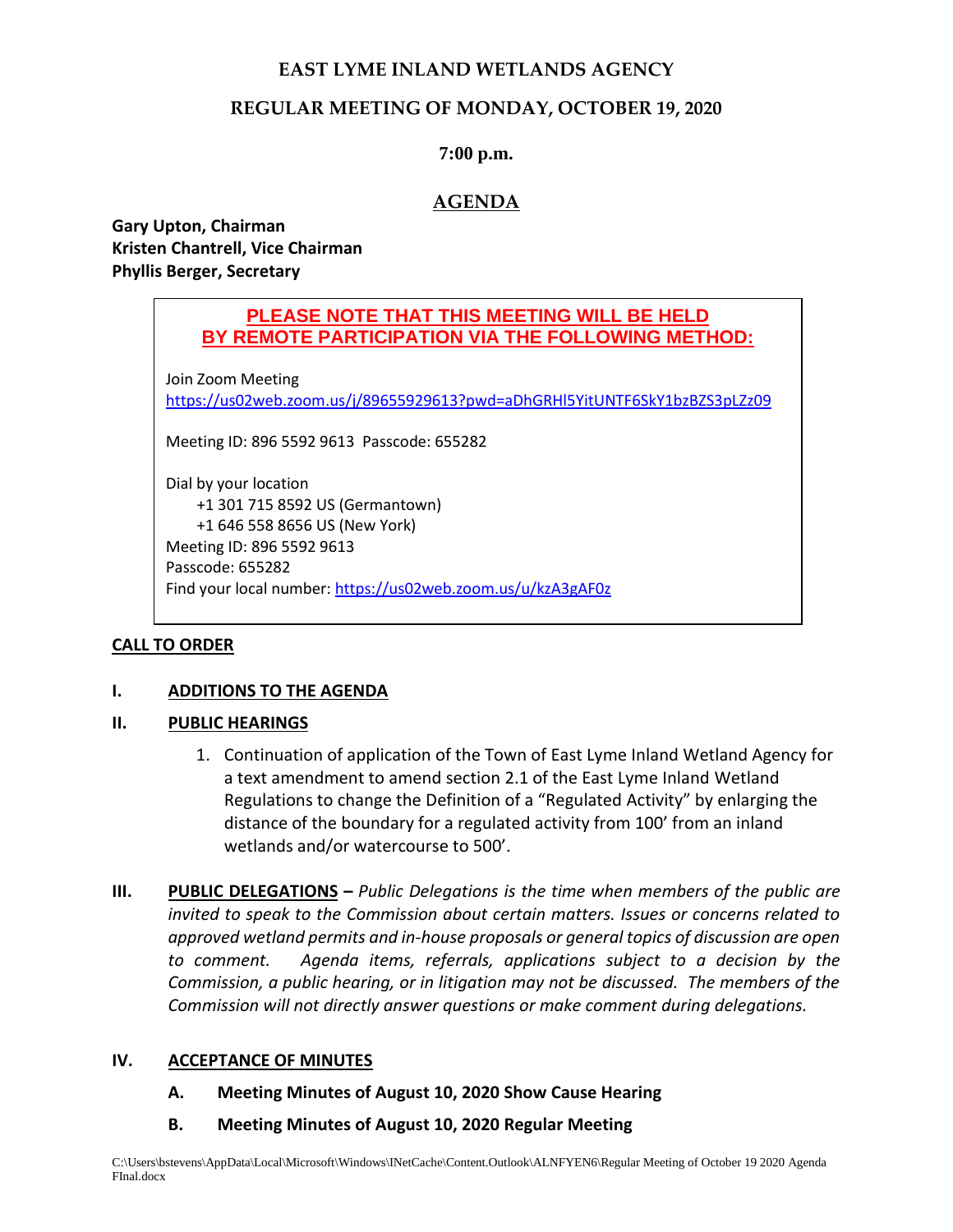# EAST LYME INLAND WETLANDS AGENCY

## REGULAR MEETING OF MONDAY, OCTOBER 19, 2020

### 7:00 p.m.

## AGENDA

**Gary Upton, Chairman**
**Kristen Chantrell, Vice Chairman**
**Phyllis Berger, Secretary**

**PLEASE NOTE THAT THIS MEETING WILL BE HELD BY REMOTE PARTICIPATION VIA THE FOLLOWING METHOD:**

Join Zoom Meeting
https://us02web.zoom.us/j/89655929613?pwd=aDhGRHl5YitUNTF6SkY1bzBZS3pLZz09

Meeting ID: 896 5592 9613 Passcode: 655282

Dial by your location
+1 301 715 8592 US (Germantown)
+1 646 558 8656 US (New York)
Meeting ID: 896 5592 9613
Passcode: 655282
Find your local number: https://us02web.zoom.us/u/kzA3gAF0z

**CALL TO ORDER**

**I. ADDITIONS TO THE AGENDA**

**II. PUBLIC HEARINGS**

1. Continuation of application of the Town of East Lyme Inland Wetland Agency for a text amendment to amend section 2.1 of the East Lyme Inland Wetland Regulations to change the Definition of a "Regulated Activity" by enlarging the distance of the boundary for a regulated activity from 100' from an inland wetlands and/or watercourse to 500'.

**III. PUBLIC DELEGATIONS** – *Public Delegations is the time when members of the public are invited to speak to the Commission about certain matters. Issues or concerns related to approved wetland permits and in-house proposals or general topics of discussion are open to comment. Agenda items, referrals, applications subject to a decision by the Commission, a public hearing, or in litigation may not be discussed. The members of the Commission will not directly answer questions or make comment during delegations.*

**IV. ACCEPTANCE OF MINUTES**

**A. Meeting Minutes of August 10, 2020 Show Cause Hearing**

**B. Meeting Minutes of August 10, 2020 Regular Meeting**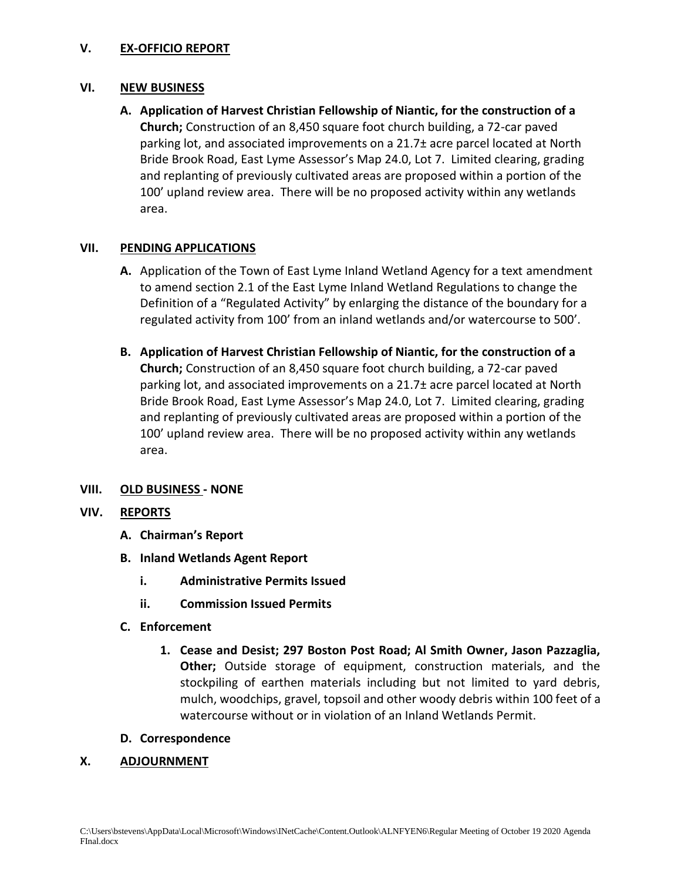## V. EX-OFFICIO REPORT

## VI. NEW BUSINESS

**A. Application of Harvest Christian Fellowship of Niantic, for the construction of a Church;** Construction of an 8,450 square foot church building, a 72-car paved parking lot, and associated improvements on a 21.7± acre parcel located at North Bride Brook Road, East Lyme Assessor's Map 24.0, Lot 7. Limited clearing, grading and replanting of previously cultivated areas are proposed within a portion of the 100' upland review area. There will be no proposed activity within any wetlands area.

## VII. PENDING APPLICATIONS

**A.** Application of the Town of East Lyme Inland Wetland Agency for a text amendment to amend section 2.1 of the East Lyme Inland Wetland Regulations to change the Definition of a "Regulated Activity" by enlarging the distance of the boundary for a regulated activity from 100' from an inland wetlands and/or watercourse to 500'.

**B. Application of Harvest Christian Fellowship of Niantic, for the construction of a Church;** Construction of an 8,450 square foot church building, a 72-car paved parking lot, and associated improvements on a 21.7± acre parcel located at North Bride Brook Road, East Lyme Assessor's Map 24.0, Lot 7. Limited clearing, grading and replanting of previously cultivated areas are proposed within a portion of the 100' upland review area. There will be no proposed activity within any wetlands area.

## VIII. OLD BUSINESS - NONE

## VIV. REPORTS

**A. Chairman's Report**

**B. Inland Wetlands Agent Report**

- **i. Administrative Permits Issued**
- **ii. Commission Issued Permits**

**C. Enforcement**

1. **Cease and Desist; 297 Boston Post Road; Al Smith Owner, Jason Pazzaglia, Other;** Outside storage of equipment, construction materials, and the stockpiling of earthen materials including but not limited to yard debris, mulch, woodchips, gravel, topsoil and other woody debris within 100 feet of a watercourse without or in violation of an Inland Wetlands Permit.

**D. Correspondence**

## X. ADJOURNMENT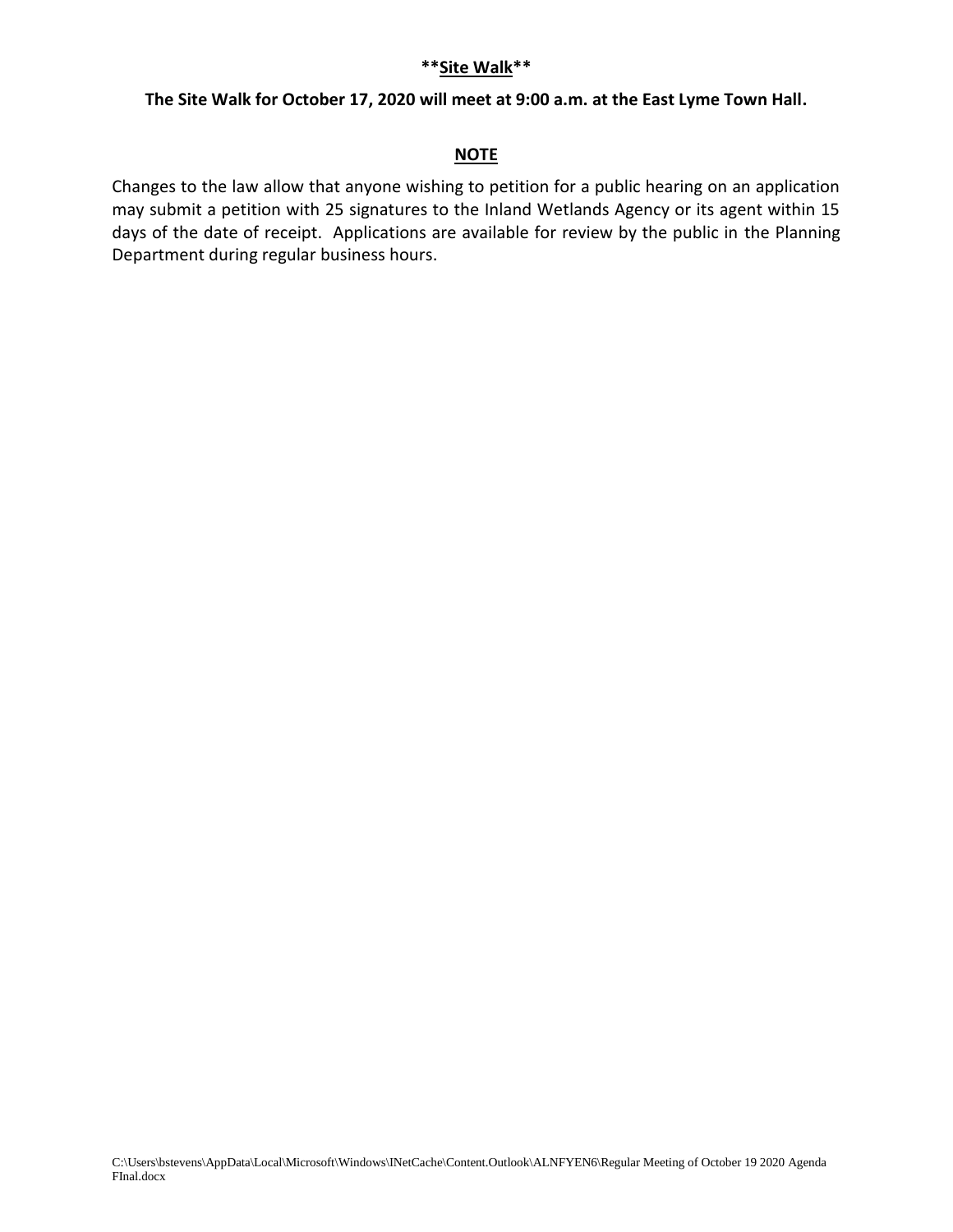**Site Walk**

**The Site Walk for October 17, 2020 will meet at 9:00 a.m. at the East Lyme Town Hall.**

**NOTE**

Changes to the law allow that anyone wishing to petition for a public hearing on an application may submit a petition with 25 signatures to the Inland Wetlands Agency or its agent within 15 days of the date of receipt. Applications are available for review by the public in the Planning Department during regular business hours.

C:\Users\bstevens\AppData\Local\Microsoft\Windows\INetCache\Content.Outlook\ALNFYEN6\Regular Meeting of October 19 2020 Agenda FInal.docx